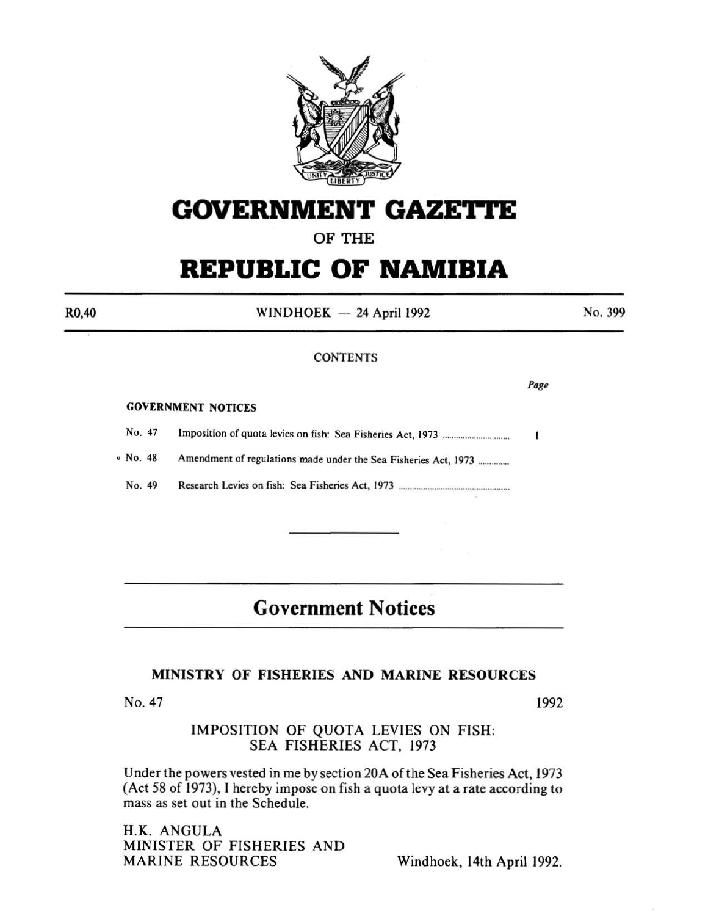# GOVERNMENT GAZETTE

OF THE

# REPUBLIC OF NAMIBIA

R0,40 WINDHOEK — 24 April 1992 No. 399

CONTENTS

| | | Page |
|---|---|---|
| **GOVERNMENT NOTICES** | | |
| No. 47 | Imposition of quota levies on fish: Sea Fisheries Act, 1973 | 1 |
| No. 48 | Amendment of regulations made under the Sea Fisheries Act, 1973 | |
| No. 49 | Research Levies on fish: Sea Fisheries Act, 1973 | |

## Government Notices

### MINISTRY OF FISHERIES AND MARINE RESOURCES

No. 47 1992

IMPOSITION OF QUOTA LEVIES ON FISH: SEA FISHERIES ACT, 1973

Under the powers vested in me by section 20A of the Sea Fisheries Act, 1973 (Act 58 of 1973), I hereby impose on fish a quota levy at a rate according to mass as set out in the Schedule.

H.K. ANGULA
MINISTER OF FISHERIES AND
MARINE RESOURCES Windhoek, 14th April 1992.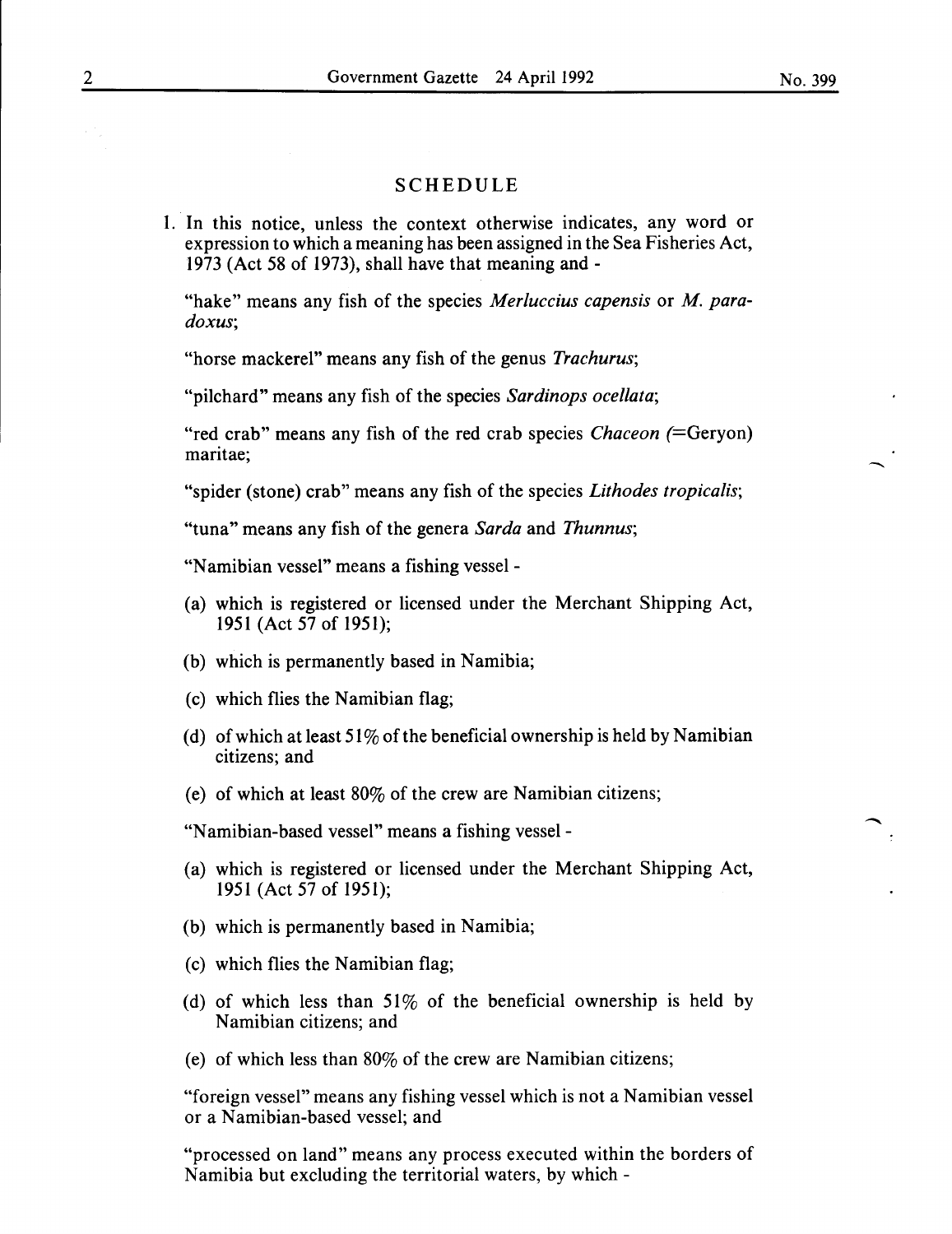## SCHEDULE

1. In this notice, unless the context otherwise indicates, any word or expression to which a meaning has been assigned in the Sea Fisheries Act, 1973 (Act 58 of 1973), shall have that meaning and -

"hake" means any fish of the species *Merluccius capensis* or *M. paradoxus*;

"horse mackerel" means any fish of the genus *Trachurus*;

"pilchard" means any fish of the species *Sardinops ocellata*;

"red crab" means any fish of the red crab species *Chaceon* (=Geryon) maritae;

"spider (stone) crab" means any fish of the species *Lithodes tropicalis*;

"tuna" means any fish of the genera *Sarda* and *Thunnus*;

"Namibian vessel" means a fishing vessel -

(a) which is registered or licensed under the Merchant Shipping Act, 1951 (Act 57 of 1951);

(b) which is permanently based in Namibia;

(c) which flies the Namibian flag;

(d) of which at least 51% of the beneficial ownership is held by Namibian citizens; and

(e) of which at least 80% of the crew are Namibian citizens;

"Namibian-based vessel" means a fishing vessel -

(a) which is registered or licensed under the Merchant Shipping Act, 1951 (Act 57 of 1951);

(b) which is permanently based in Namibia;

(c) which flies the Namibian flag;

(d) of which less than 51% of the beneficial ownership is held by Namibian citizens; and

(e) of which less than 80% of the crew are Namibian citizens;

"foreign vessel" means any fishing vessel which is not a Namibian vessel or a Namibian-based vessel; and

"processed on land" means any process executed within the borders of Namibia but excluding the territorial waters, by which -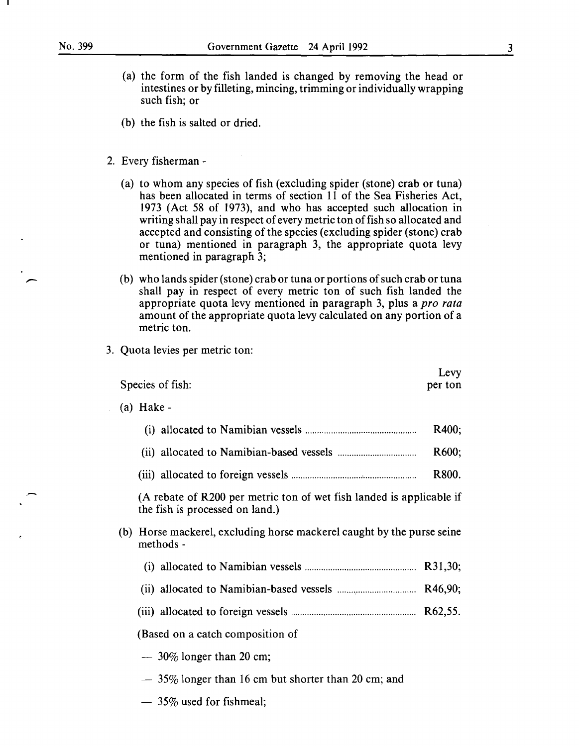(a) the form of the fish landed is changed by removing the head or intestines or by filleting, mincing, trimming or individually wrapping such fish; or

(b) the fish is salted or dried.

2. Every fisherman -

(a) to whom any species of fish (excluding spider (stone) crab or tuna) has been allocated in terms of section 11 of the Sea Fisheries Act, 1973 (Act 58 of 1973), and who has accepted such allocation in writing shall pay in respect of every metric ton of fish so allocated and accepted and consisting of the species (excluding spider (stone) crab or tuna) mentioned in paragraph 3, the appropriate quota levy mentioned in paragraph 3;

(b) who lands spider (stone) crab or tuna or portions of such crab or tuna shall pay in respect of every metric ton of such fish landed the appropriate quota levy mentioned in paragraph 3, plus a *pro rata* amount of the appropriate quota levy calculated on any portion of a metric ton.

3. Quota levies per metric ton:

| Species of fish: | Levy per ton |
|---|---|
| (a) Hake - | |
| (i) allocated to Namibian vessels | R400; |
| (ii) allocated to Namibian-based vessels | R600; |
| (iii) allocated to foreign vessels | R800. |

(A rebate of R200 per metric ton of wet fish landed is applicable if the fish is processed on land.)

| Species of fish: | Levy per ton |
|---|---|
| (b) Horse mackerel, excluding horse mackerel caught by the purse seine methods - | |
| (i) allocated to Namibian vessels | R31,30; |
| (ii) allocated to Namibian-based vessels | R46,90; |
| (iii) allocated to foreign vessels | R62,55. |

(Based on a catch composition of

— 30% longer than 20 cm;

— 35% longer than 16 cm but shorter than 20 cm; and

— 35% used for fishmeal;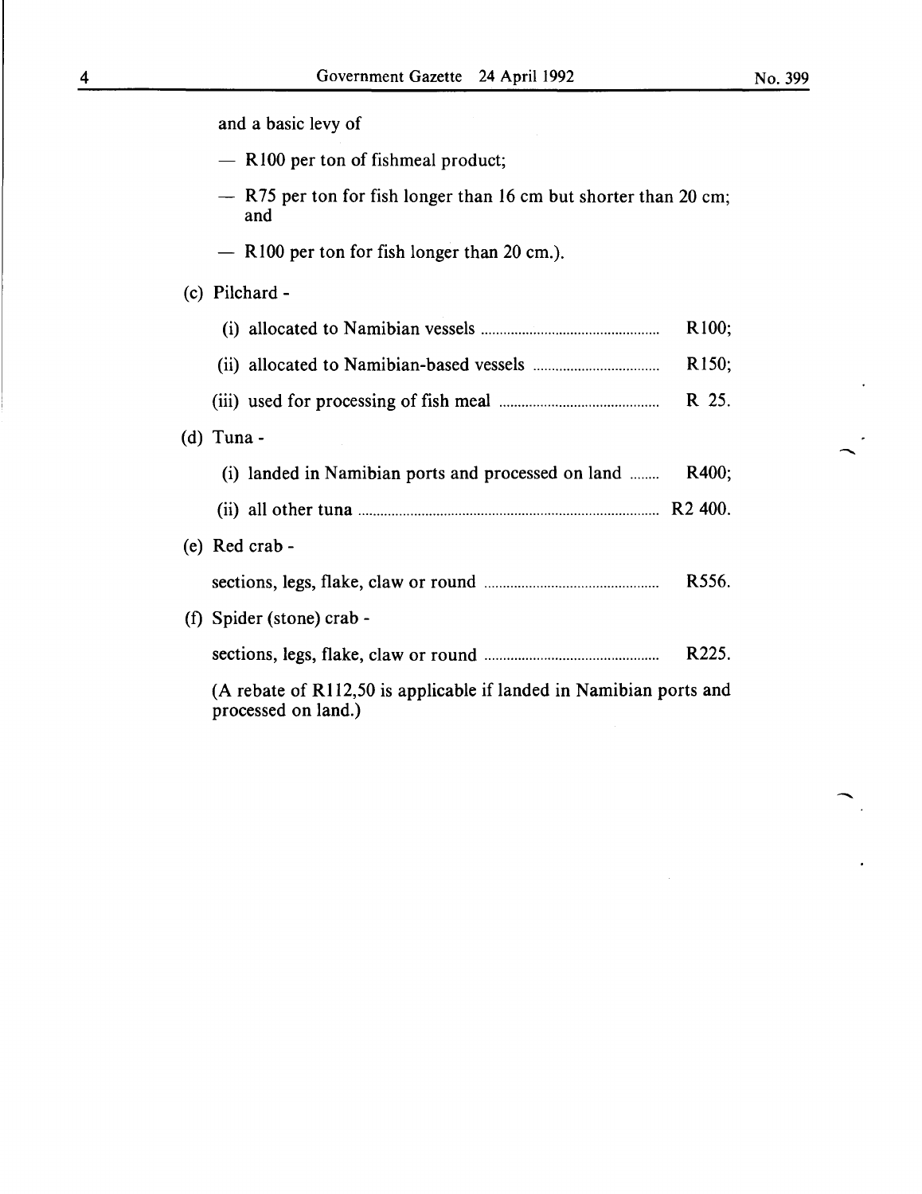and a basic levy of

— R100 per ton of fishmeal product;

— R75 per ton for fish longer than 16 cm but shorter than 20 cm; and

— R100 per ton for fish longer than 20 cm.).

(c) Pilchard -

(i) allocated to Namibian vessels .......... R100;

(ii) allocated to Namibian-based vessels .......... R150;

(iii) used for processing of fish meal .......... R 25.

(d) Tuna -

(i) landed in Namibian ports and processed on land .......... R400;

(ii) all other tuna .......... R2 400.

(e) Red crab -

sections, legs, flake, claw or round .......... R556.

(f) Spider (stone) crab -

sections, legs, flake, claw or round .......... R225.

(A rebate of R112,50 is applicable if landed in Namibian ports and processed on land.)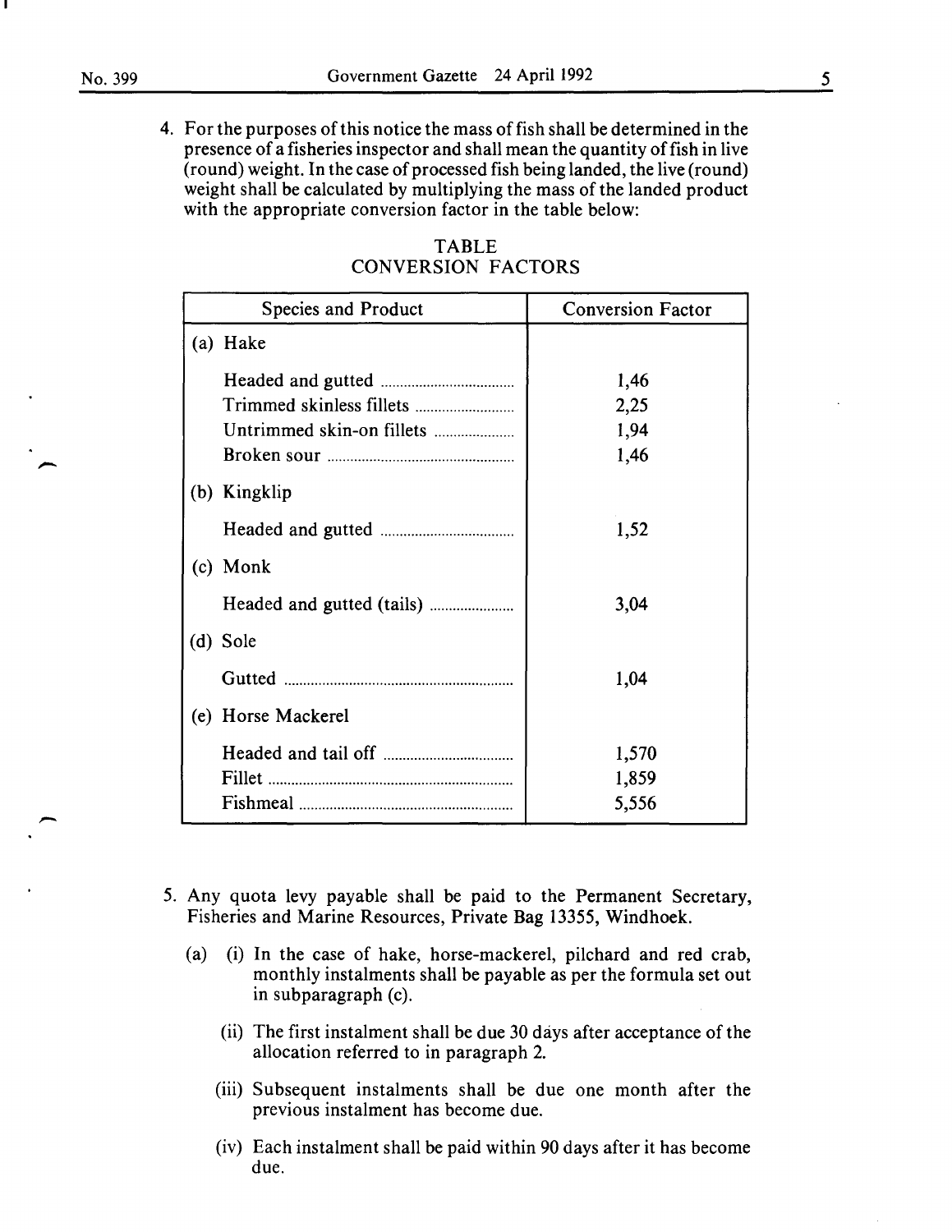4. For the purposes of this notice the mass of fish shall be determined in the presence of a fisheries inspector and shall mean the quantity of fish in live (round) weight. In the case of processed fish being landed, the live (round) weight shall be calculated by multiplying the mass of the landed product with the appropriate conversion factor in the table below:

TABLE
CONVERSION FACTORS

| Species and Product | Conversion Factor |
|---|---|
| (a) Hake | |
| Headed and gutted | 1,46 |
| Trimmed skinless fillets | 2,25 |
| Untrimmed skin-on fillets | 1,94 |
| Broken sour | 1,46 |
| (b) Kingklip | |
| Headed and gutted | 1,52 |
| (c) Monk | |
| Headed and gutted (tails) | 3,04 |
| (d) Sole | |
| Gutted | 1,04 |
| (e) Horse Mackerel | |
| Headed and tail off | 1,570 |
| Fillet | 1,859 |
| Fishmeal | 5,556 |

5. Any quota levy payable shall be paid to the Permanent Secretary, Fisheries and Marine Resources, Private Bag 13355, Windhoek.

   (a) (i) In the case of hake, horse-mackerel, pilchard and red crab, monthly instalments shall be payable as per the formula set out in subparagraph (c).

   (ii) The first instalment shall be due 30 days after acceptance of the allocation referred to in paragraph 2.

   (iii) Subsequent instalments shall be due one month after the previous instalment has become due.

   (iv) Each instalment shall be paid within 90 days after it has become due.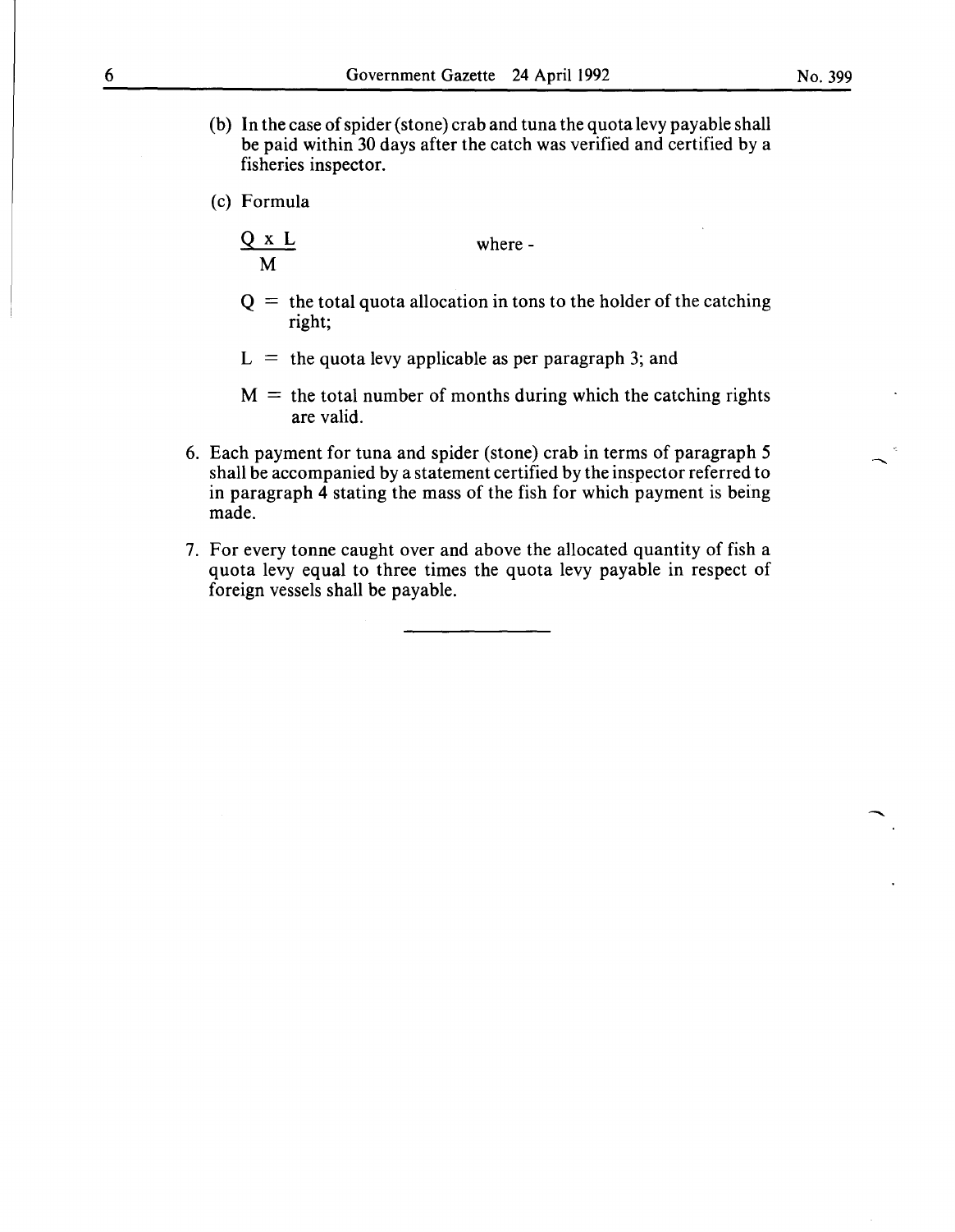(b) In the case of spider (stone) crab and tuna the quota levy payable shall be paid within 30 days after the catch was verified and certified by a fisheries inspector.

(c) Formula

$$\frac{Q \times L}{M}$$

where -

$Q$ = the total quota allocation in tons to the holder of the catching right;

$L$ = the quota levy applicable as per paragraph 3; and

$M$ = the total number of months during which the catching rights are valid.

6. Each payment for tuna and spider (stone) crab in terms of paragraph 5 shall be accompanied by a statement certified by the inspector referred to in paragraph 4 stating the mass of the fish for which payment is being made.

7. For every tonne caught over and above the allocated quantity of fish a quota levy equal to three times the quota levy payable in respect of foreign vessels shall be payable.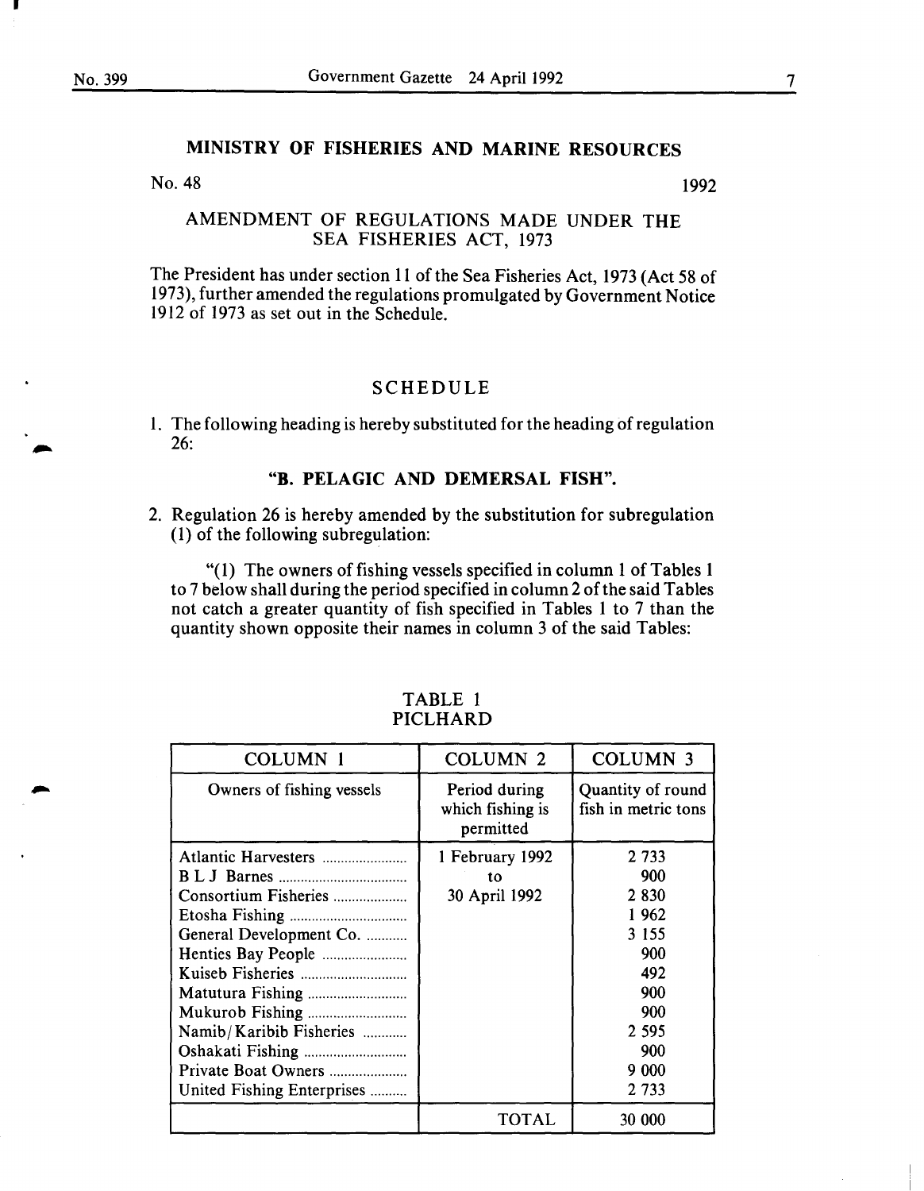## MINISTRY OF FISHERIES AND MARINE RESOURCES

No. 48 1992

### AMENDMENT OF REGULATIONS MADE UNDER THE SEA FISHERIES ACT, 1973

The President has under section 11 of the Sea Fisheries Act, 1973 (Act 58 of 1973), further amended the regulations promulgated by Government Notice 1912 of 1973 as set out in the Schedule.

### SCHEDULE

1. The following heading is hereby substituted for the heading of regulation 26:

**"B. PELAGIC AND DEMERSAL FISH".**

2. Regulation 26 is hereby amended by the substitution for subregulation (1) of the following subregulation:

"(1) The owners of fishing vessels specified in column 1 of Tables 1 to 7 below shall during the period specified in column 2 of the said Tables not catch a greater quantity of fish specified in Tables 1 to 7 than the quantity shown opposite their names in column 3 of the said Tables:

TABLE 1
PICLHARD

| COLUMN 1 | COLUMN 2 | COLUMN 3 |
|---|---|---|
| Owners of fishing vessels | Period during which fishing is permitted | Quantity of round fish in metric tons |
| Atlantic Harvesters | 1 February 1992 | 2 733 |
| B L J Barnes | to | 900 |
| Consortium Fisheries | 30 April 1992 | 2 830 |
| Etosha Fishing | | 1 962 |
| General Development Co. | | 3 155 |
| Henties Bay People | | 900 |
| Kuiseb Fisheries | | 492 |
| Matutura Fishing | | 900 |
| Mukurob Fishing | | 900 |
| Namib/Karibib Fisheries | | 2 595 |
| Oshakati Fishing | | 900 |
| Private Boat Owners | | 9 000 |
| United Fishing Enterprises | | 2 733 |
| | TOTAL | 30 000 |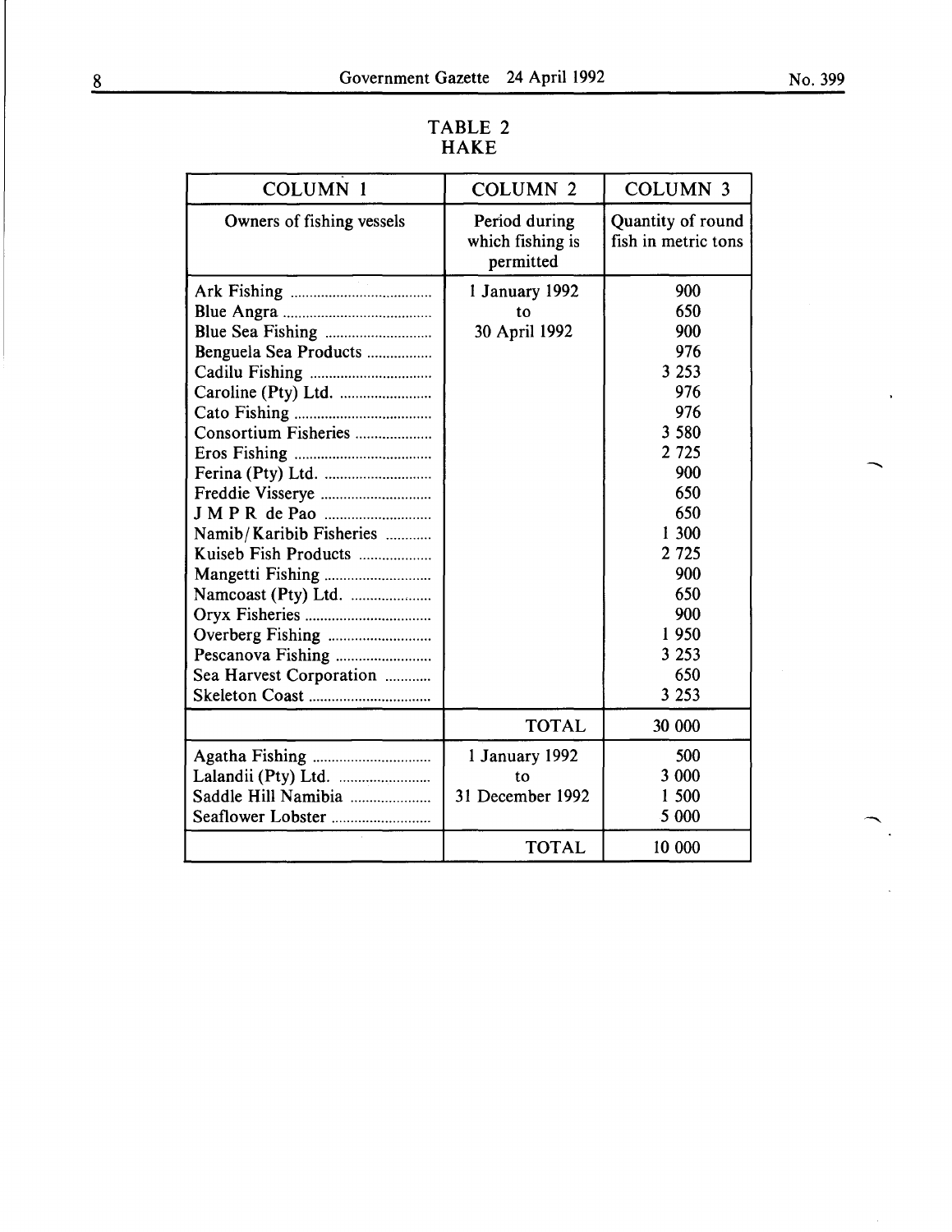## TABLE 2
## HAKE

| COLUMN 1 | COLUMN 2 | COLUMN 3 |
|---|---|---|
| Owners of fishing vessels | Period during which fishing is permitted | Quantity of round fish in metric tons |
| Ark Fishing | 1 January 1992 to 30 April 1992 | 900 |
| Blue Angra | | 650 |
| Blue Sea Fishing | | 900 |
| Benguela Sea Products | | 976 |
| Cadilu Fishing | | 3 253 |
| Caroline (Pty) Ltd. | | 976 |
| Cato Fishing | | 976 |
| Consortium Fisheries | | 3 580 |
| Eros Fishing | | 2 725 |
| Ferina (Pty) Ltd. | | 900 |
| Freddie Visserye | | 650 |
| J M P R de Pao | | 650 |
| Namib/Karibib Fisheries | | 1 300 |
| Kuiseb Fish Products | | 2 725 |
| Mangetti Fishing | | 900 |
| Namcoast (Pty) Ltd. | | 650 |
| Oryx Fisheries | | 900 |
| Overberg Fishing | | 1 950 |
| Pescanova Fishing | | 3 253 |
| Sea Harvest Corporation | | 650 |
| Skeleton Coast | | 3 253 |
| | TOTAL | 30 000 |
| Agatha Fishing | 1 January 1992 to 31 December 1992 | 500 |
| Lalandii (Pty) Ltd. | | 3 000 |
| Saddle Hill Namibia | | 1 500 |
| Seaflower Lobster | | 5 000 |
| | TOTAL | 10 000 |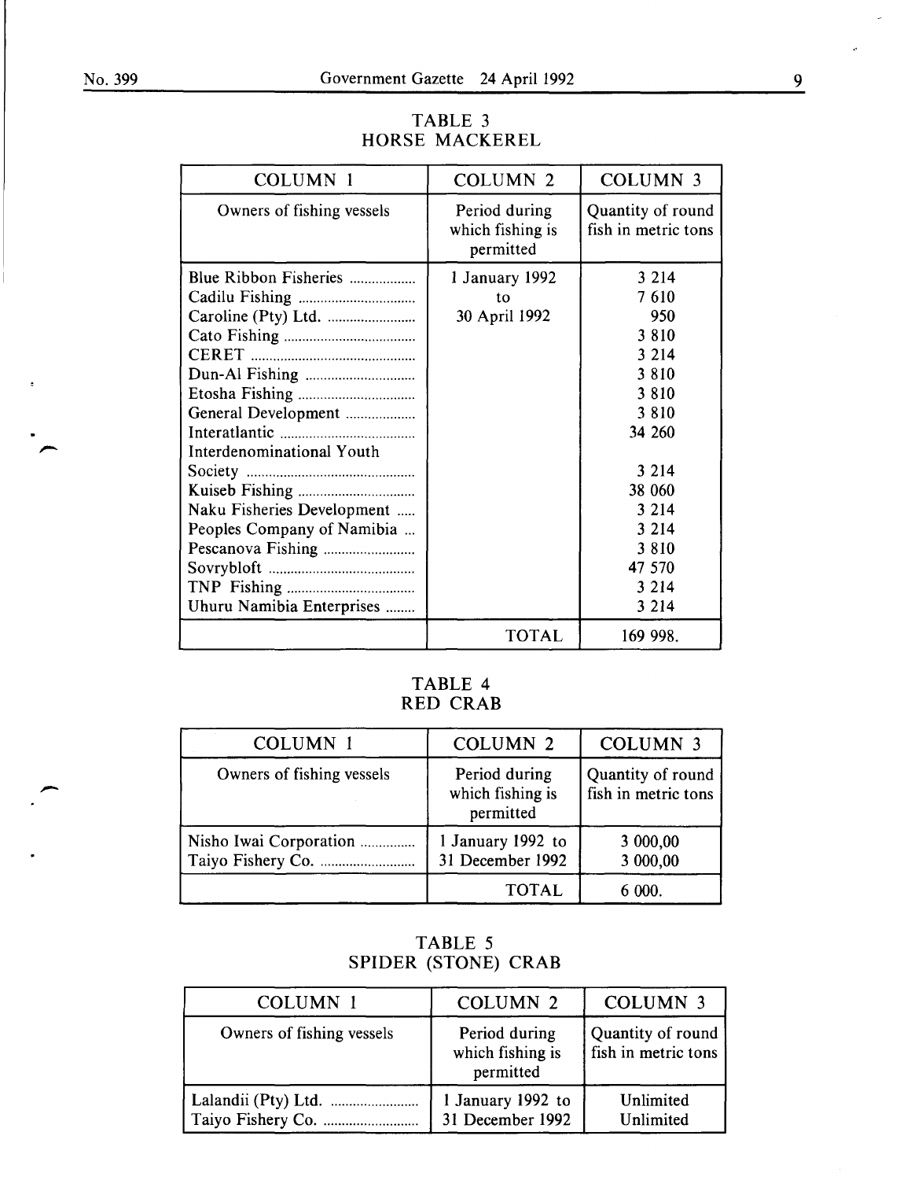## TABLE 3
## HORSE MACKEREL

| COLUMN 1 | COLUMN 2 | COLUMN 3 |
|---|---|---|
| Owners of fishing vessels | Period during which fishing is permitted | Quantity of round fish in metric tons |
| Blue Ribbon Fisheries .................. | 1 January 1992 | 3 214 |
| Cadilu Fishing ................................ | to | 7 610 |
| Caroline (Pty) Ltd. ........................ | 30 April 1992 | 950 |
| Cato Fishing .................................... | | 3 810 |
| CERET .............................................. | | 3 214 |
| Dun-Al Fishing .............................. | | 3 810 |
| Etosha Fishing ................................ | | 3 810 |
| General Development ................... | | 3 810 |
| Interatlantic ..................................... | | 34 260 |
| Interdenominational Youth Society .............................................. | | 3 214 |
| Kuiseb Fishing ................................ | | 38 060 |
| Naku Fisheries Development ..... | | 3 214 |
| Peoples Company of Namibia ... | | 3 214 |
| Pescanova Fishing ......................... | | 3 810 |
| Sovrybloft ........................................ | | 47 570 |
| TNP Fishing ................................... | | 3 214 |
| Uhuru Namibia Enterprises ........ | | 3 214 |
| | TOTAL | 169 998. |

## TABLE 4
## RED CRAB

| COLUMN 1 | COLUMN 2 | COLUMN 3 |
|---|---|---|
| Owners of fishing vessels | Period during which fishing is permitted | Quantity of round fish in metric tons |
| Nisho Iwai Corporation ............... | 1 January 1992 to | 3 000,00 |
| Taiyo Fishery Co. .......................... | 31 December 1992 | 3 000,00 |
| | TOTAL | 6 000. |

## TABLE 5
## SPIDER (STONE) CRAB

| COLUMN 1 | COLUMN 2 | COLUMN 3 |
|---|---|---|
| Owners of fishing vessels | Period during which fishing is permitted | Quantity of round fish in metric tons |
| Lalandii (Pty) Ltd. ........................ | 1 January 1992 to | Unlimited |
| Taiyo Fishery Co. .......................... | 31 December 1992 | Unlimited |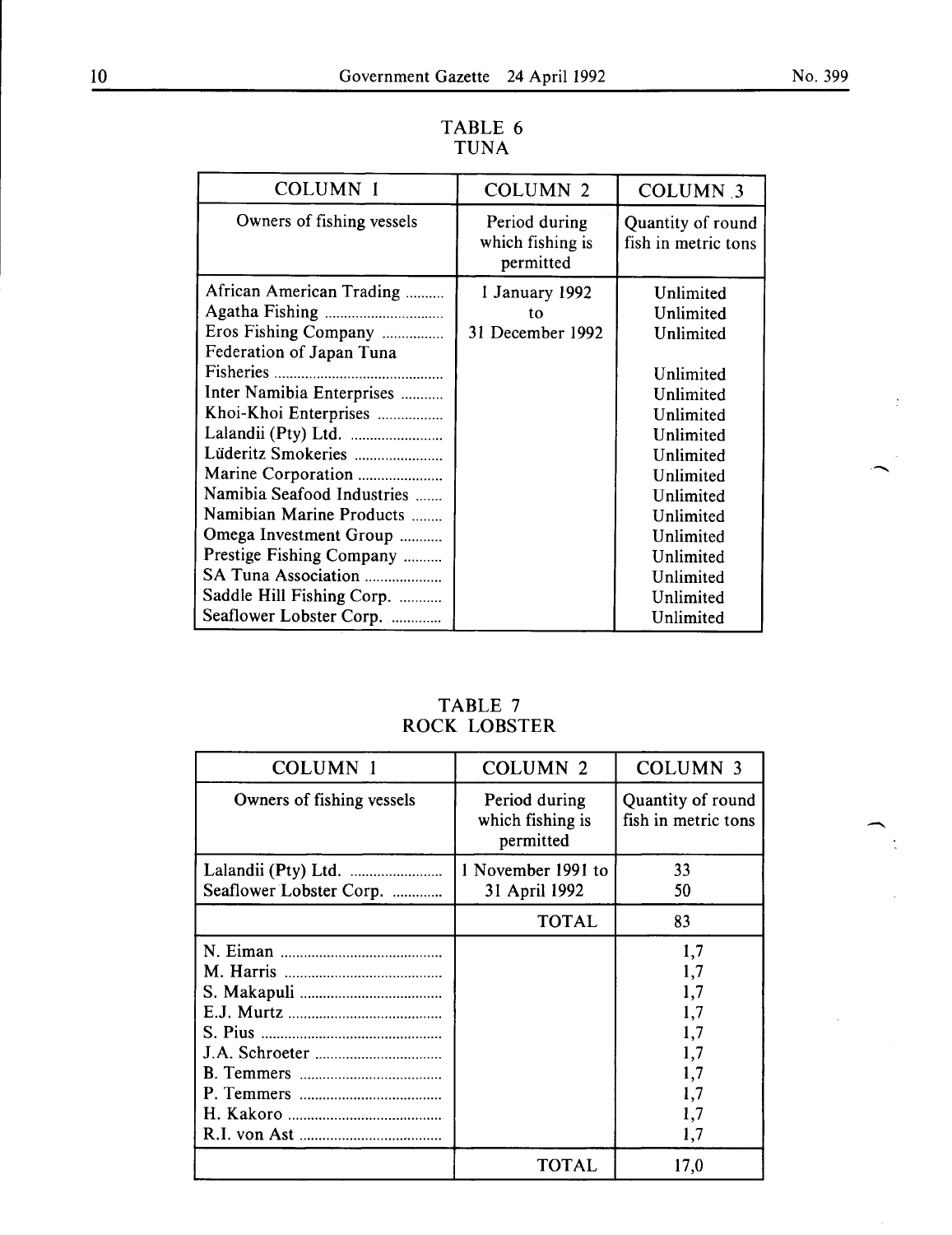## TABLE 6
## TUNA

| COLUMN 1 | COLUMN 2 | COLUMN 3 |
|---|---|---|
| Owners of fishing vessels | Period during which fishing is permitted | Quantity of round fish in metric tons |
| African American Trading | 1 January 1992 to 31 December 1992 | Unlimited |
| Agatha Fishing | | Unlimited |
| Eros Fishing Company | | Unlimited |
| Federation of Japan Tuna Fisheries | | Unlimited |
| Inter Namibia Enterprises | | Unlimited |
| Khoi-Khoi Enterprises | | Unlimited |
| Lalandii (Pty) Ltd. | | Unlimited |
| Lüderitz Smokeries | | Unlimited |
| Marine Corporation | | Unlimited |
| Namibia Seafood Industries | | Unlimited |
| Namibian Marine Products | | Unlimited |
| Omega Investment Group | | Unlimited |
| Prestige Fishing Company | | Unlimited |
| SA Tuna Association | | Unlimited |
| Saddle Hill Fishing Corp. | | Unlimited |
| Seaflower Lobster Corp. | | Unlimited |

## TABLE 7
## ROCK LOBSTER

| COLUMN 1 | COLUMN 2 | COLUMN 3 |
|---|---|---|
| Owners of fishing vessels | Period during which fishing is permitted | Quantity of round fish in metric tons |
| Lalandii (Pty) Ltd. | 1 November 1991 to 31 April 1992 | 33 |
| Seaflower Lobster Corp. | | 50 |
| | TOTAL | 83 |
| N. Eiman | | 1,7 |
| M. Harris | | 1,7 |
| S. Makapuli | | 1,7 |
| E.J. Murtz | | 1,7 |
| S. Pius | | 1,7 |
| J.A. Schroeter | | 1,7 |
| B. Temmers | | 1,7 |
| P. Temmers | | 1,7 |
| H. Kakoro | | 1,7 |
| R.I. von Ast | | 1,7 |
| | TOTAL | 17,0 |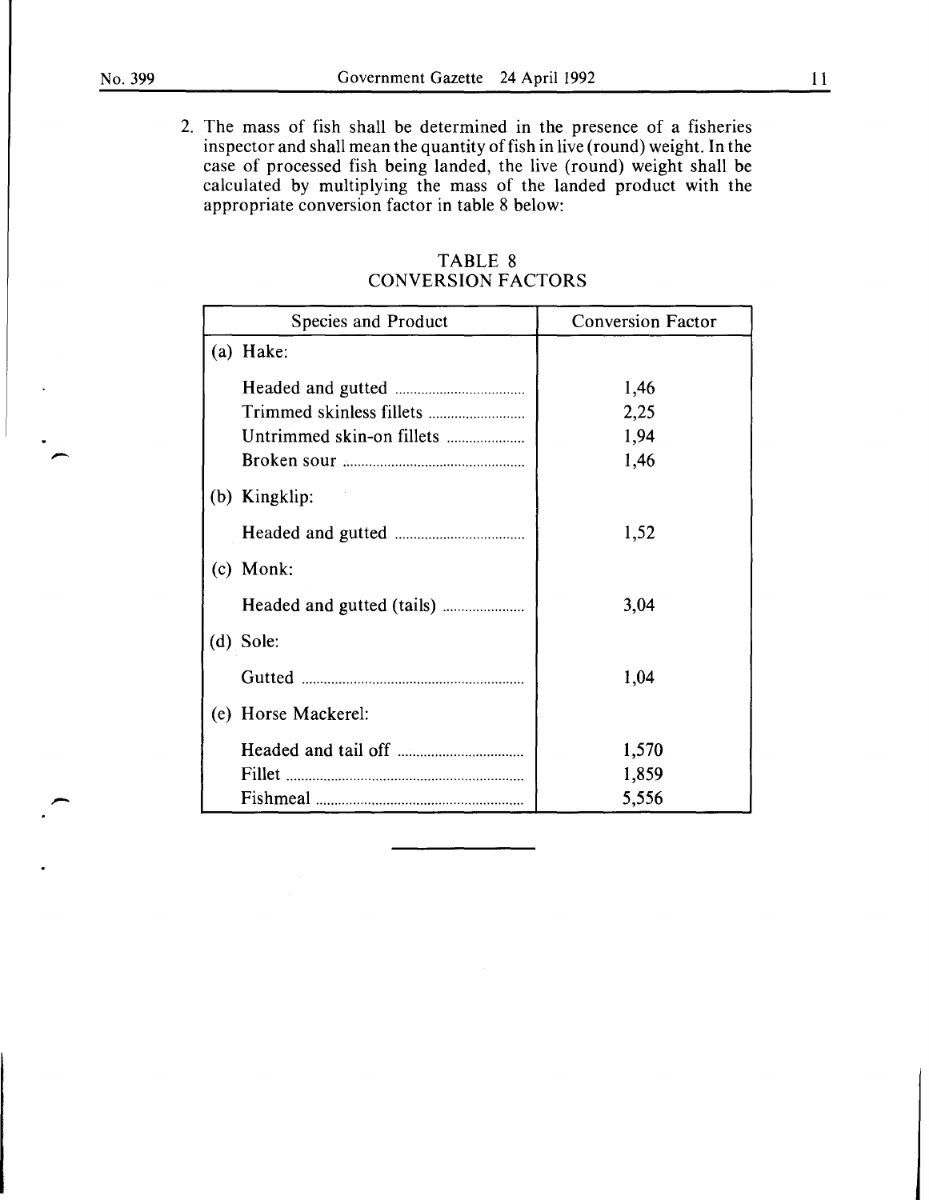2. The mass of fish shall be determined in the presence of a fisheries inspector and shall mean the quantity of fish in live (round) weight. In the case of processed fish being landed, the live (round) weight shall be calculated by multiplying the mass of the landed product with the appropriate conversion factor in table 8 below:

TABLE 8
CONVERSION FACTORS

| Species and Product | Conversion Factor |
|---|---|
| (a) Hake: | |
| Headed and gutted | 1,46 |
| Trimmed skinless fillets | 2,25 |
| Untrimmed skin-on fillets | 1,94 |
| Broken sour | 1,46 |
| (b) Kingklip: | |
| Headed and gutted | 1,52 |
| (c) Monk: | |
| Headed and gutted (tails) | 3,04 |
| (d) Sole: | |
| Gutted | 1,04 |
| (e) Horse Mackerel: | |
| Headed and tail off | 1,570 |
| Fillet | 1,859 |
| Fishmeal | 5,556 |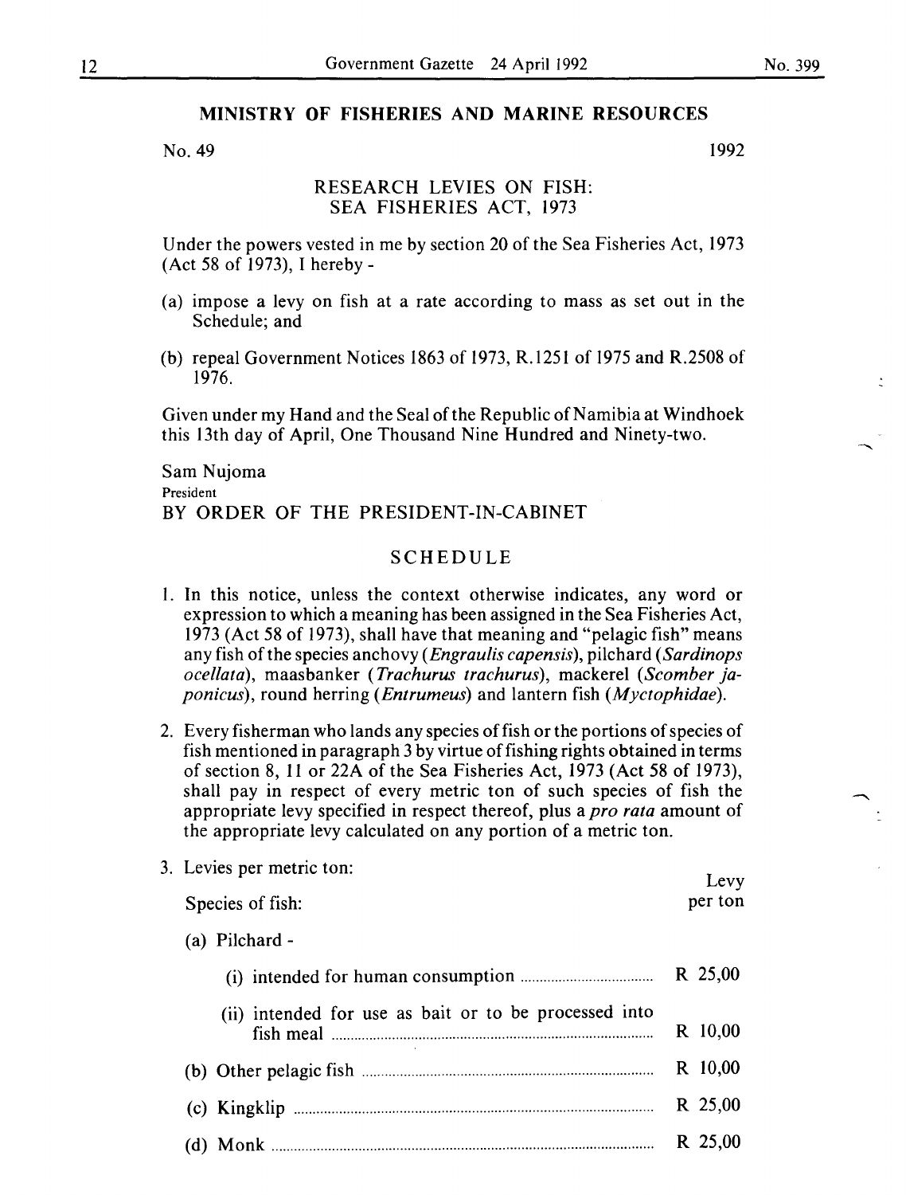## MINISTRY OF FISHERIES AND MARINE RESOURCES

No. 49 1992

### RESEARCH LEVIES ON FISH: SEA FISHERIES ACT, 1973

Under the powers vested in me by section 20 of the Sea Fisheries Act, 1973 (Act 58 of 1973), I hereby -

(a) impose a levy on fish at a rate according to mass as set out in the Schedule; and

(b) repeal Government Notices 1863 of 1973, R.1251 of 1975 and R.2508 of 1976.

Given under my Hand and the Seal of the Republic of Namibia at Windhoek this 13th day of April, One Thousand Nine Hundred and Ninety-two.

Sam Nujoma
President
BY ORDER OF THE PRESIDENT-IN-CABINET

### SCHEDULE

1. In this notice, unless the context otherwise indicates, any word or expression to which a meaning has been assigned in the Sea Fisheries Act, 1973 (Act 58 of 1973), shall have that meaning and "pelagic fish" means any fish of the species anchovy (*Engraulis capensis*), pilchard (*Sardinops ocellata*), maasbanker (*Trachurus trachurus*), mackerel (*Scomber japonicus*), round herring (*Entrumeus*) and lantern fish (*Myctophidae*).

2. Every fisherman who lands any species of fish or the portions of species of fish mentioned in paragraph 3 by virtue of fishing rights obtained in terms of section 8, 11 or 22A of the Sea Fisheries Act, 1973 (Act 58 of 1973), shall pay in respect of every metric ton of such species of fish the appropriate levy specified in respect thereof, plus a *pro rata* amount of the appropriate levy calculated on any portion of a metric ton.

3. Levies per metric ton:

| Species of fish: | Levy per ton |
|---|---|
| (a) Pilchard - | |
| (i) intended for human consumption | R 25,00 |
| (ii) intended for use as bait or to be processed into fish meal | R 10,00 |
| (b) Other pelagic fish | R 10,00 |
| (c) Kingklip | R 25,00 |
| (d) Monk | R 25,00 |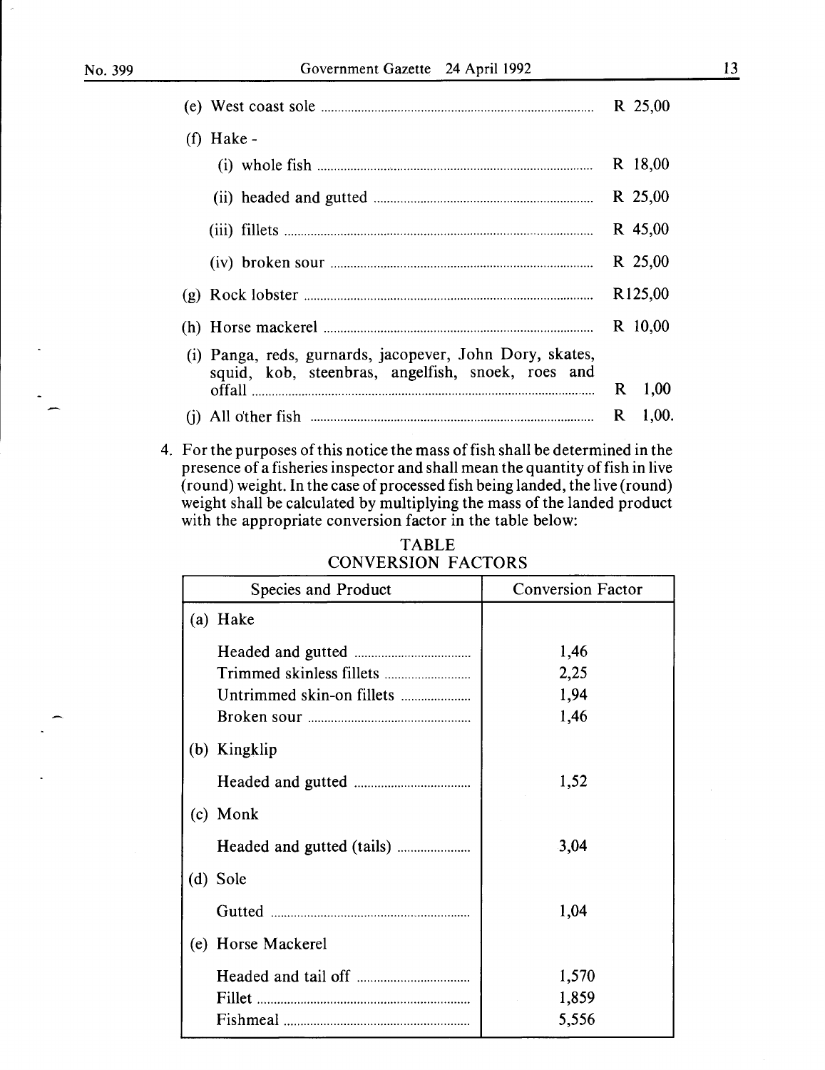(e) West coast sole ........ R 25,00

(f) Hake -

(i) whole fish ........ R 18,00

(ii) headed and gutted ........ R 25,00

(iii) fillets ........ R 45,00

(iv) broken sour ........ R 25,00

(g) Rock lobster ........ R125,00

(h) Horse mackerel ........ R 10,00

(i) Panga, reds, gurnards, jacopever, John Dory, skates, squid, kob, steenbras, angelfish, snoek, roes and offall ........ R 1,00

(j) All other fish ........ R 1,00.

4. For the purposes of this notice the mass of fish shall be determined in the presence of a fisheries inspector and shall mean the quantity of fish in live (round) weight. In the case of processed fish being landed, the live (round) weight shall be calculated by multiplying the mass of the landed product with the appropriate conversion factor in the table below:

TABLE
CONVERSION FACTORS

| Species and Product | Conversion Factor |
| --- | --- |
| (a) Hake | |
| Headed and gutted | 1,46 |
| Trimmed skinless fillets | 2,25 |
| Untrimmed skin-on fillets | 1,94 |
| Broken sour | 1,46 |
| (b) Kingklip | |
| Headed and gutted | 1,52 |
| (c) Monk | |
| Headed and gutted (tails) | 3,04 |
| (d) Sole | |
| Gutted | 1,04 |
| (e) Horse Mackerel | |
| Headed and tail off | 1,570 |
| Fillet | 1,859 |
| Fishmeal | 5,556 |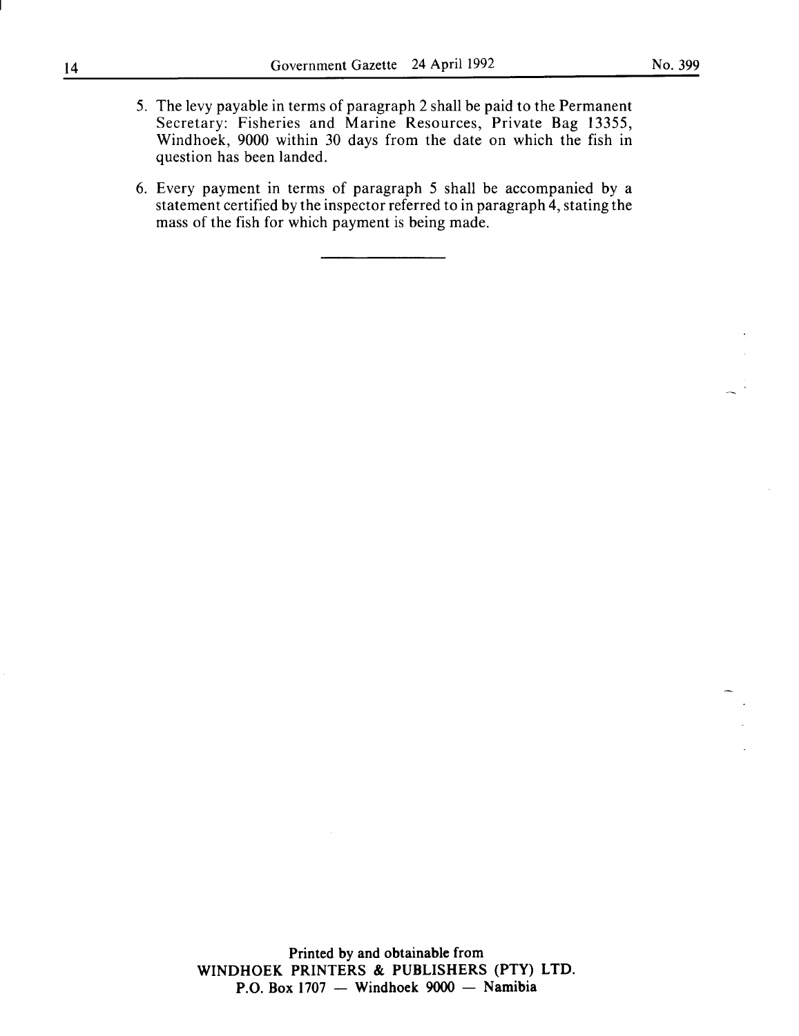5. The levy payable in terms of paragraph 2 shall be paid to the Permanent Secretary: Fisheries and Marine Resources, Private Bag 13355, Windhoek, 9000 within 30 days from the date on which the fish in question has been landed.

6. Every payment in terms of paragraph 5 shall be accompanied by a statement certified by the inspector referred to in paragraph 4, stating the mass of the fish for which payment is being made.

---

**Printed by and obtainable from**
**WINDHOEK PRINTERS & PUBLISHERS (PTY) LTD.**
**P.O. Box 1707 — Windhoek 9000 — Namibia**